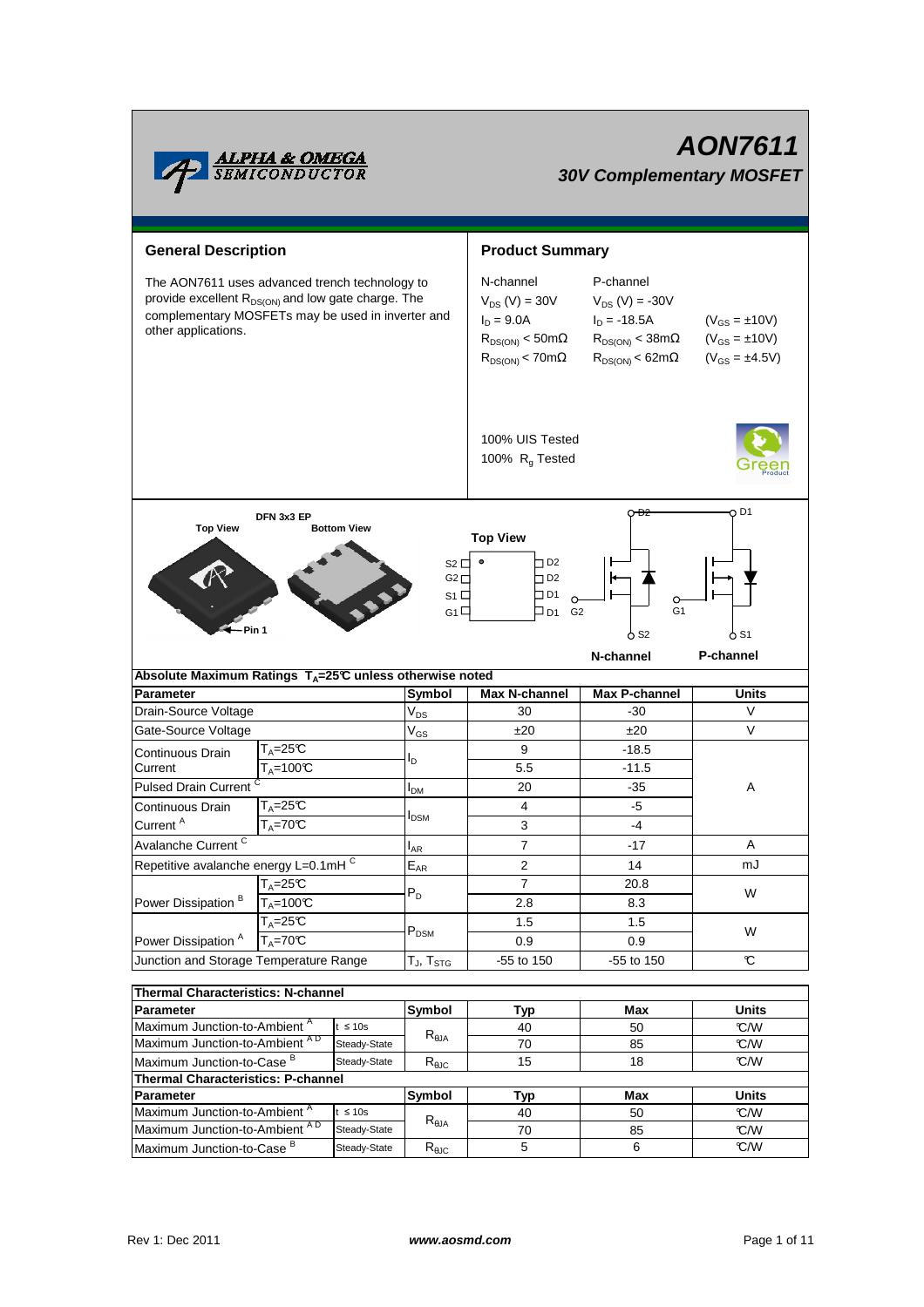# AON7611

## 30V Complementary MOSFET

## General Description

The AON7611 uses advanced trench technology to provide excellent $R_{DS(ON)}$ and low gate charge. The complementary MOSFETs may be used in inverter and other applications.

## Product Summary

| N-channel | P-channel | |
|---|---|---|
| $V_{DS}$ (V) = 30V | $V_{DS}$ (V) = -30V | |
| $I_D$ = 9.0A | $I_D$ = -18.5A | ($V_{GS}$ = ±10V) |
| $R_{DS(ON)}$ < 50mΩ | $R_{DS(ON)}$ < 38mΩ | ($V_{GS}$ = ±10V) |
| $R_{DS(ON)}$ < 70mΩ | $R_{DS(ON)}$ < 62mΩ | ($V_{GS}$ = ±4.5V) |

100% UIS Tested
100% $R_g$ Tested

DFN 3x3 EP

Top View / Bottom View / Pin 1

Top View: S2, G2, S1, G1 / D2, D2, D1, D1

N-channel / P-channel

## Absolute Maximum Ratings $T_A$=25°C unless otherwise noted

| Parameter | | Symbol | Max N-channel | Max P-channel | Units |
|---|---|---|---|---|---|
| Drain-Source Voltage | | $V_{DS}$ | 30 | -30 | V |
| Gate-Source Voltage | | $V_{GS}$ | ±20 | ±20 | V |
| Continuous Drain Current | $T_A$=25°C | $I_D$ | 9 | -18.5 | A |
| | $T_A$=100°C | | 5.5 | -11.5 | |
| Pulsed Drain Current [C] | | $I_{DM}$ | 20 | -35 | |
| Continuous Drain Current [A] | $T_A$=25°C | $I_{DSM}$ | 4 | -5 | |
| | $T_A$=70°C | | 3 | -4 | |
| Avalanche Current [C] | | $I_{AR}$ | 7 | -17 | A |
| Repetitive avalanche energy L=0.1mH [C] | | $E_{AR}$ | 2 | 14 | mJ |
| Power Dissipation [B] | $T_A$=25°C | $P_D$ | 7 | 20.8 | W |
| | $T_A$=100°C | | 2.8 | 8.3 | |
| Power Dissipation [A] | $T_A$=25°C | $P_{DSM}$ | 1.5 | 1.5 | W |
| | $T_A$=70°C | | 0.9 | 0.9 | |
| Junction and Storage Temperature Range | | $T_J$, $T_{STG}$ | -55 to 150 | -55 to 150 | °C |

## Thermal Characteristics: N-channel

| Parameter | | Symbol | Typ | Max | Units |
|---|---|---|---|---|---|
| Maximum Junction-to-Ambient [A] | t ≤ 10s | $R_{\theta JA}$ | 40 | 50 | °C/W |
| Maximum Junction-to-Ambient [A D] | Steady-State | | 70 | 85 | °C/W |
| Maximum Junction-to-Case [B] | Steady-State | $R_{\theta JC}$ | 15 | 18 | °C/W |

## Thermal Characteristics: P-channel

| Parameter | | Symbol | Typ | Max | Units |
|---|---|---|---|---|---|
| Maximum Junction-to-Ambient [A] | t ≤ 10s | $R_{\theta JA}$ | 40 | 50 | °C/W |
| Maximum Junction-to-Ambient [A D] | Steady-State | | 70 | 85 | °C/W |
| Maximum Junction-to-Case [B] | Steady-State | $R_{\theta JC}$ | 5 | 6 | °C/W |

Rev 1: Dec 2011 www.aosmd.com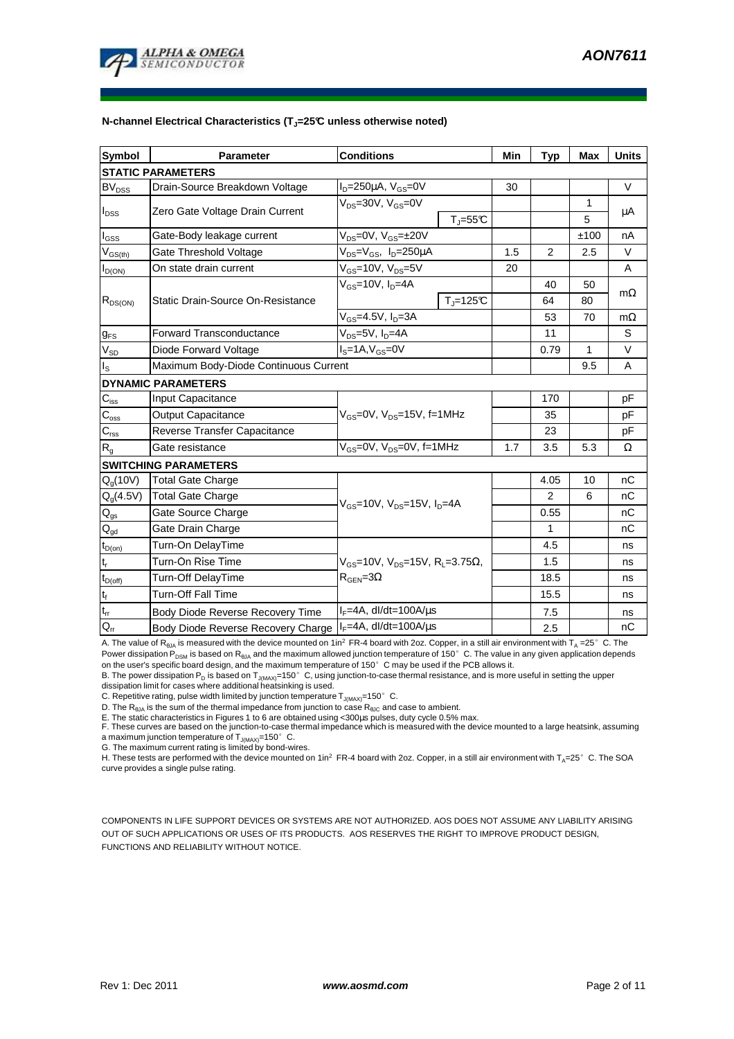**N-channel Electrical Characteristics ($T_J$=25°C unless otherwise noted)**

| Symbol | Parameter | Conditions | | Min | Typ | Max | Units |
|---|---|---|---|---|---|---|---|
| **STATIC PARAMETERS** | | | | | | | |
| $BV_{DSS}$ | Drain-Source Breakdown Voltage | $I_D$=250µA, $V_{GS}$=0V | | 30 | | | V |
| $I_{DSS}$ | Zero Gate Voltage Drain Current | $V_{DS}$=30V, $V_{GS}$=0V | | | | 1 | µA |
| | | | $T_J$=55°C | | | 5 | |
| $I_{GSS}$ | Gate-Body leakage current | $V_{DS}$=0V, $V_{GS}$=±20V | | | | ±100 | nA |
| $V_{GS(th)}$ | Gate Threshold Voltage | $V_{DS}$=$V_{GS}$, $I_D$=250µA | | 1.5 | 2 | 2.5 | V |
| $I_{D(ON)}$ | On state drain current | $V_{GS}$=10V, $V_{DS}$=5V | | 20 | | | A |
| $R_{DS(ON)}$ | Static Drain-Source On-Resistance | $V_{GS}$=10V, $I_D$=4A | | | 40 | 50 | mΩ |
| | | | $T_J$=125°C | | 64 | 80 | |
| | | $V_{GS}$=4.5V, $I_D$=3A | | | 53 | 70 | mΩ |
| $g_{FS}$ | Forward Transconductance | $V_{DS}$=5V, $I_D$=4A | | | 11 | | S |
| $V_{SD}$ | Diode Forward Voltage | $I_S$=1A,$V_{GS}$=0V | | | 0.79 | 1 | V |
| $I_S$ | Maximum Body-Diode Continuous Current | | | | | 9.5 | A |
| **DYNAMIC PARAMETERS** | | | | | | | |
| $C_{iss}$ | Input Capacitance | $V_{GS}$=0V, $V_{DS}$=15V, f=1MHz | | | 170 | | pF |
| $C_{oss}$ | Output Capacitance | | | | 35 | | pF |
| $C_{rss}$ | Reverse Transfer Capacitance | | | | 23 | | pF |
| $R_g$ | Gate resistance | $V_{GS}$=0V, $V_{DS}$=0V, f=1MHz | | 1.7 | 3.5 | 5.3 | Ω |
| **SWITCHING PARAMETERS** | | | | | | | |
| $Q_g$(10V) | Total Gate Charge | $V_{GS}$=10V, $V_{DS}$=15V, $I_D$=4A | | | 4.05 | 10 | nC |
| $Q_g$(4.5V) | Total Gate Charge | | | | 2 | 6 | nC |
| $Q_{gs}$ | Gate Source Charge | | | | 0.55 | | nC |
| $Q_{gd}$ | Gate Drain Charge | | | | 1 | | nC |
| $t_{D(on)}$ | Turn-On DelayTime | $V_{GS}$=10V, $V_{DS}$=15V, $R_L$=3.75Ω, $R_{GEN}$=3Ω | | | 4.5 | | ns |
| $t_r$ | Turn-On Rise Time | | | | 1.5 | | ns |
| $t_{D(off)}$ | Turn-Off DelayTime | | | | 18.5 | | ns |
| $t_f$ | Turn-Off Fall Time | | | | 15.5 | | ns |
| $t_{rr}$ | Body Diode Reverse Recovery Time | $I_F$=4A, dI/dt=100A/µs | | | 7.5 | | ns |
| $Q_{rr}$ | Body Diode Reverse Recovery Charge | $I_F$=4A, dI/dt=100A/µs | | | 2.5 | | nC |

A. The value of $R_{\theta JA}$ is measured with the device mounted on 1in$^2$ FR-4 board with 2oz. Copper, in a still air environment with $T_A$ =25°C. The Power dissipation $P_{DSM}$ is based on $R_{\theta JA}$ and the maximum allowed junction temperature of 150°C. The value in any given application depends on the user's specific board design, and the maximum temperature of 150°C may be used if the PCB allows it.
B. The power dissipation $P_D$ is based on $T_{J(MAX)}$=150°C, using junction-to-case thermal resistance, and is more useful in setting the upper dissipation limit for cases where additional heatsinking is used.
C. Repetitive rating, pulse width limited by junction temperature $T_{J(MAX)}$=150°C.
D. The $R_{\theta JA}$ is the sum of the thermal impedance from junction to case $R_{\theta JC}$ and case to ambient.
E. The static characteristics in Figures 1 to 6 are obtained using <300µs pulses, duty cycle 0.5% max.
F. These curves are based on the junction-to-case thermal impedance which is measured with the device mounted to a large heatsink, assuming a maximum junction temperature of $T_{J(MAX)}$=150°C.
G. The maximum current rating is limited by bond-wires.
H. These tests are performed with the device mounted on 1in$^2$ FR-4 board with 2oz. Copper, in a still air environment with $T_A$=25°C. The SOA curve provides a single pulse rating.

COMPONENTS IN LIFE SUPPORT DEVICES OR SYSTEMS ARE NOT AUTHORIZED. AOS DOES NOT ASSUME ANY LIABILITY ARISING OUT OF SUCH APPLICATIONS OR USES OF ITS PRODUCTS. AOS RESERVES THE RIGHT TO IMPROVE PRODUCT DESIGN, FUNCTIONS AND RELIABILITY WITHOUT NOTICE.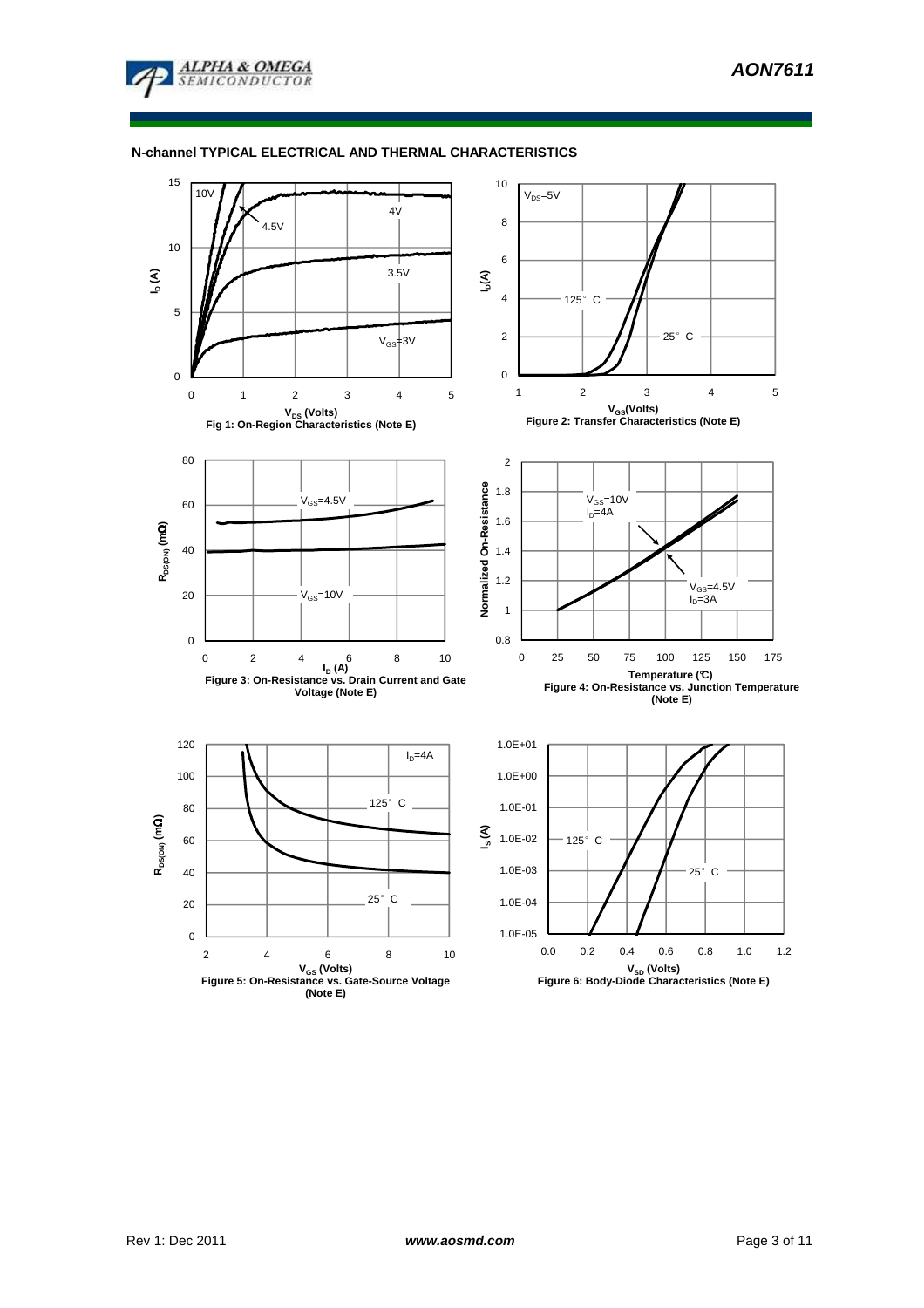## N-channel TYPICAL ELECTRICAL AND THERMAL CHARACTERISTICS

Fig 1: On-Region Characteristics (Note E)

Figure 2: Transfer Characteristics (Note E)

Figure 3: On-Resistance vs. Drain Current and Gate Voltage (Note E)

Figure 4: On-Resistance vs. Junction Temperature (Note E)

Figure 5: On-Resistance vs. Gate-Source Voltage (Note E)

Figure 6: Body-Diode Characteristics (Note E)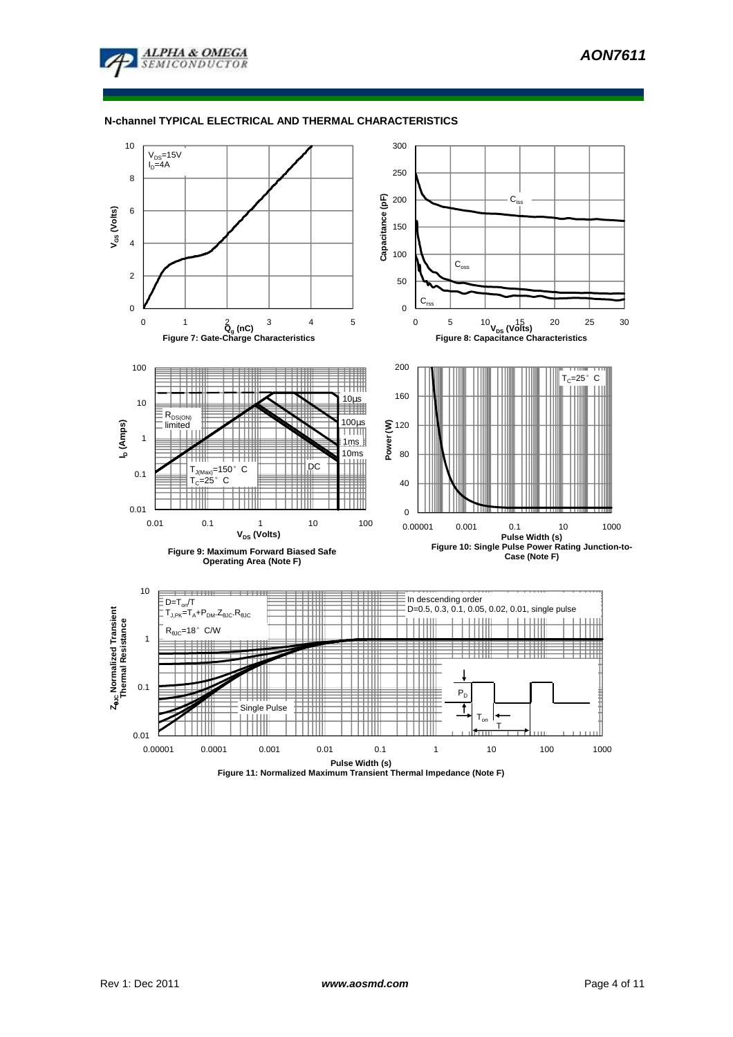## N-channel TYPICAL ELECTRICAL AND THERMAL CHARACTERISTICS

Figure 7: Gate-Charge Characteristics

Figure 8: Capacitance Characteristics

Figure 9: Maximum Forward Biased Safe Operating Area (Note F)

Figure 10: Single Pulse Power Rating Junction-to-Case (Note F)

Figure 11: Normalized Maximum Transient Thermal Impedance (Note F)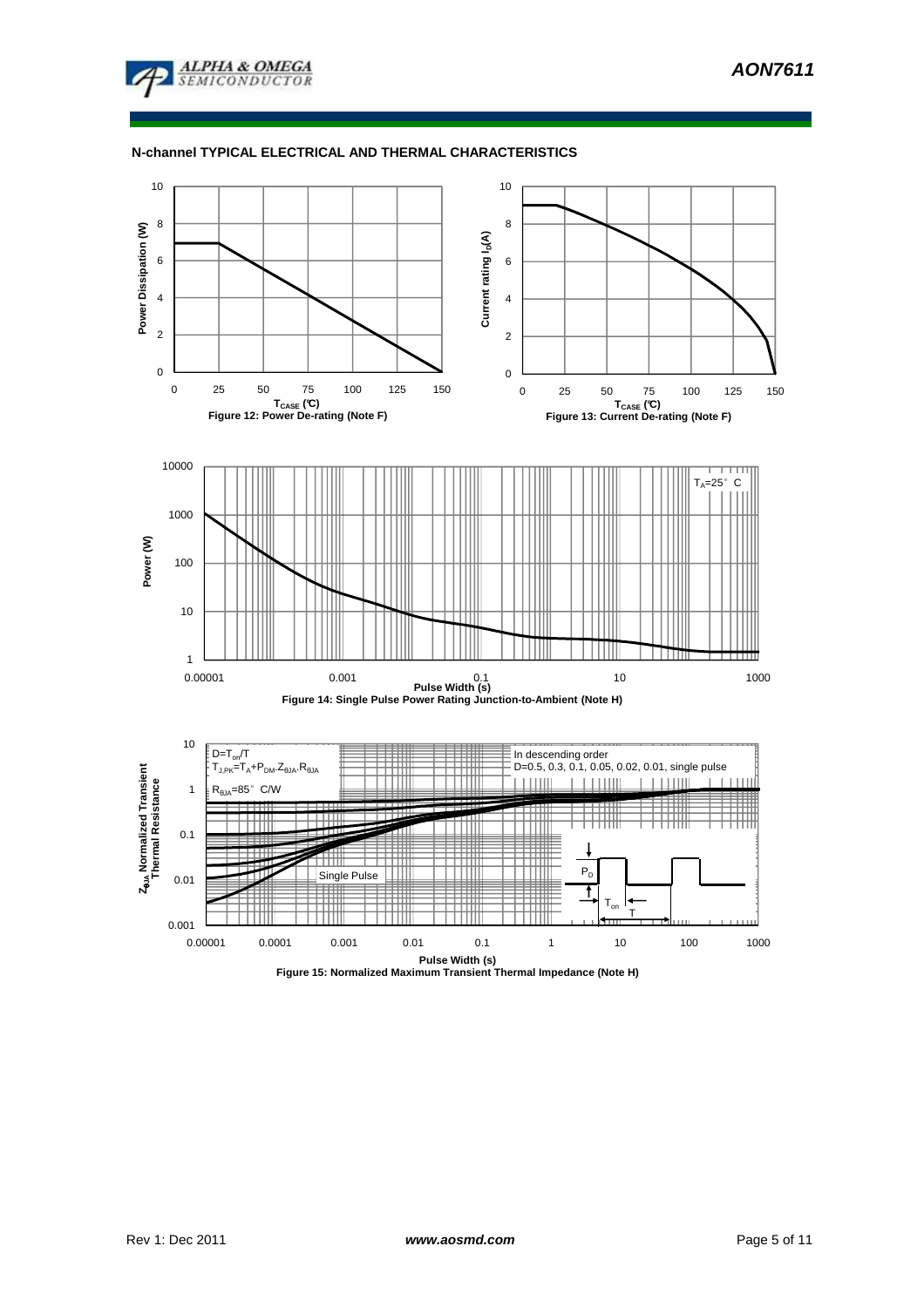## N-channel TYPICAL ELECTRICAL AND THERMAL CHARACTERISTICS

Figure 12: Power De-rating (Note F)

Figure 13: Current De-rating (Note F)

Figure 14: Single Pulse Power Rating Junction-to-Ambient (Note H)

Figure 15: Normalized Maximum Transient Thermal Impedance (Note H)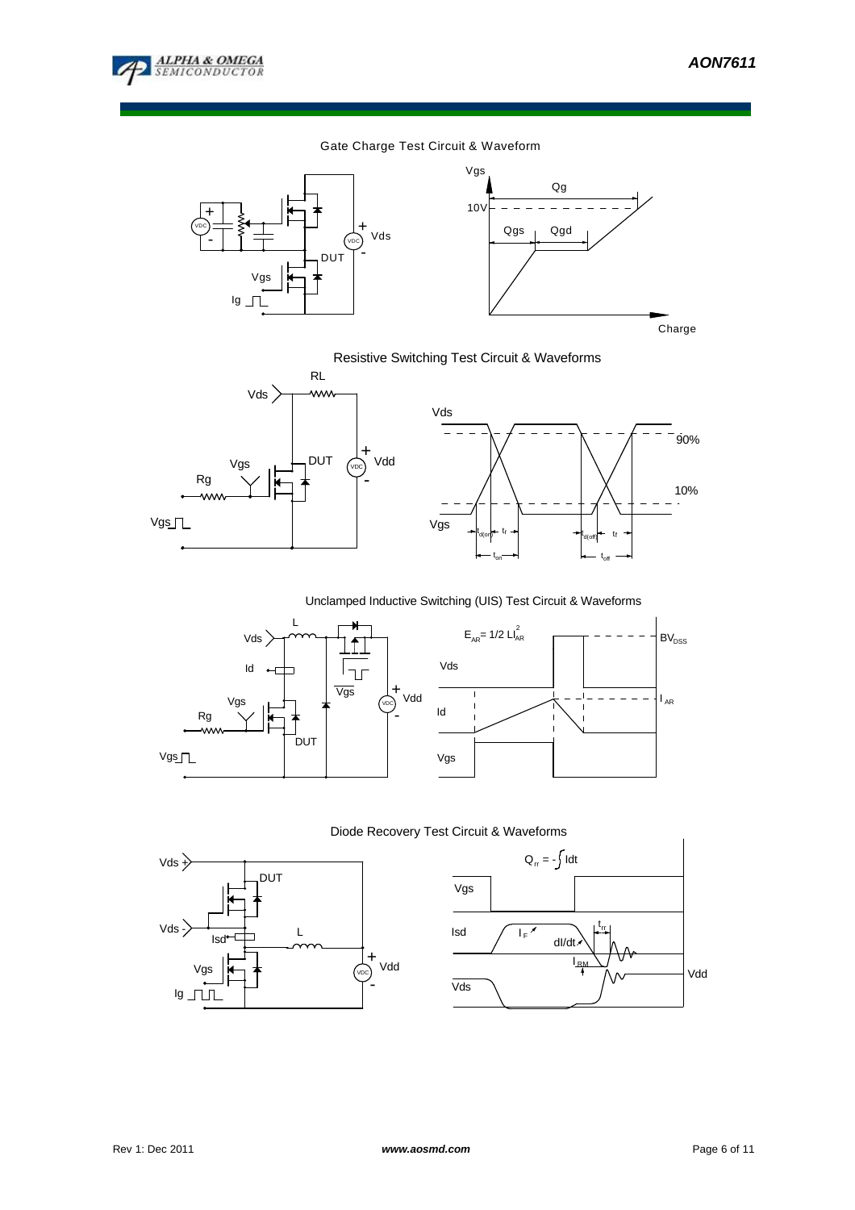## Gate Charge Test Circuit & Waveform

## Resistive Switching Test Circuit & Waveforms

## Unclamped Inductive Switching (UIS) Test Circuit & Waveforms

$E_{AR} = 1/2\ LI_{AR}^2$

## Diode Recovery Test Circuit & Waveforms

$Q_{rr} = -\int Idt$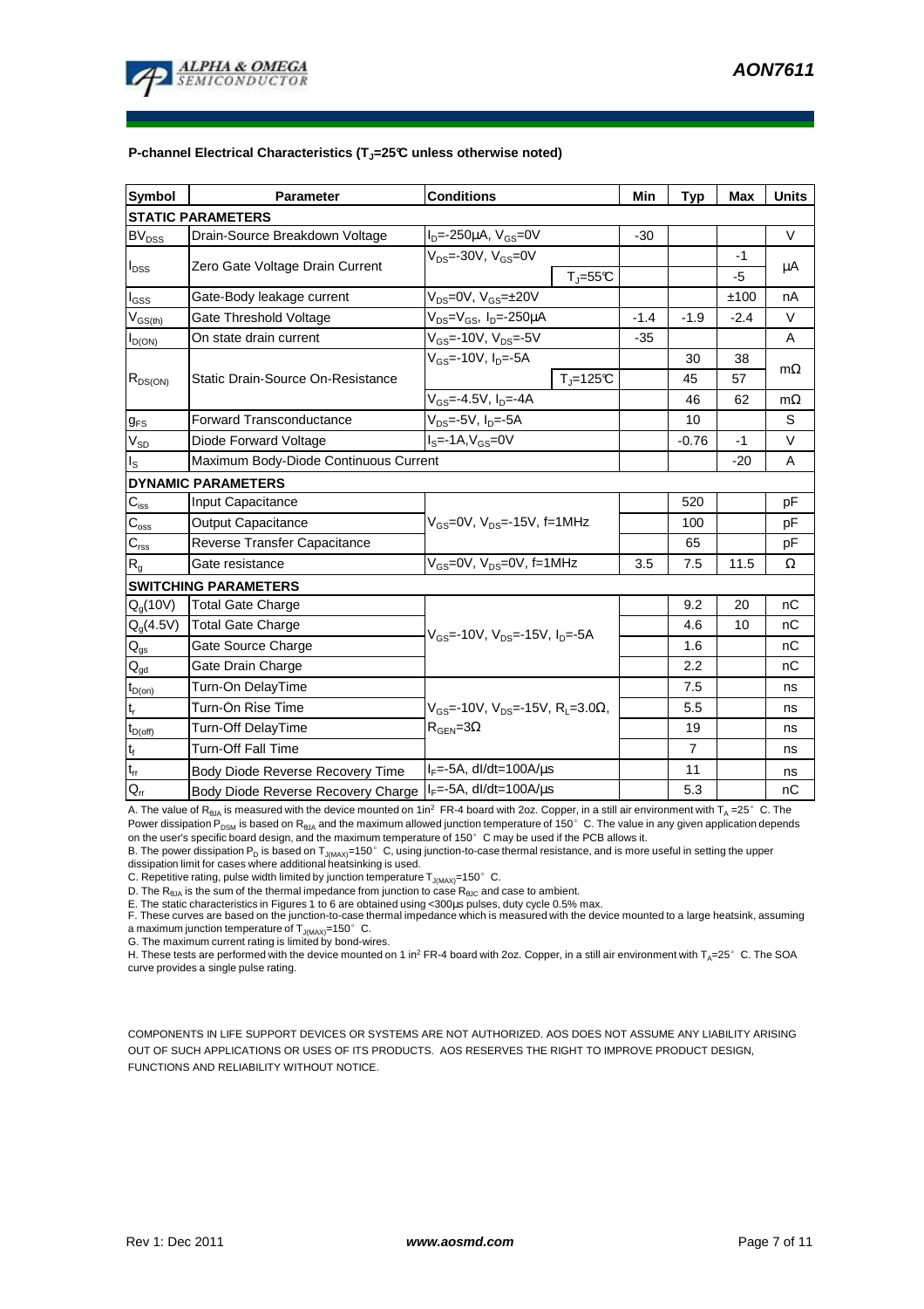**P-channel Electrical Characteristics ($T_J$=25°C unless otherwise noted)**

| Symbol | Parameter | Conditions | | Min | Typ | Max | Units |
|---|---|---|---|---|---|---|---|
| **STATIC PARAMETERS** | | | | | | | |
| $BV_{DSS}$ | Drain-Source Breakdown Voltage | $I_D$=-250µA, $V_{GS}$=0V | | -30 | | | V |
| $I_{DSS}$ | Zero Gate Voltage Drain Current | $V_{DS}$=-30V, $V_{GS}$=0V | | | | -1 | µA |
| | | | $T_J$=55°C | | | -5 | |
| $I_{GSS}$ | Gate-Body leakage current | $V_{DS}$=0V, $V_{GS}$=±20V | | | | ±100 | nA |
| $V_{GS(th)}$ | Gate Threshold Voltage | $V_{DS}$=$V_{GS}$, $I_D$=-250µA | | -1.4 | -1.9 | -2.4 | V |
| $I_{D(ON)}$ | On state drain current | $V_{GS}$=-10V, $V_{DS}$=-5V | | -35 | | | A |
| $R_{DS(ON)}$ | Static Drain-Source On-Resistance | $V_{GS}$=-10V, $I_D$=-5A | | | 30 | 38 | mΩ |
| | | | $T_J$=125°C | | 45 | 57 | |
| | | $V_{GS}$=-4.5V, $I_D$=-4A | | | 46 | 62 | mΩ |
| $g_{FS}$ | Forward Transconductance | $V_{DS}$=-5V, $I_D$=-5A | | | 10 | | S |
| $V_{SD}$ | Diode Forward Voltage | $I_S$=-1A, $V_{GS}$=0V | | | -0.76 | -1 | V |
| $I_S$ | Maximum Body-Diode Continuous Current | | | | | -20 | A |
| **DYNAMIC PARAMETERS** | | | | | | | |
| $C_{iss}$ | Input Capacitance | $V_{GS}$=0V, $V_{DS}$=-15V, f=1MHz | | | 520 | | pF |
| $C_{oss}$ | Output Capacitance | | | | 100 | | pF |
| $C_{rss}$ | Reverse Transfer Capacitance | | | | 65 | | pF |
| $R_g$ | Gate resistance | $V_{GS}$=0V, $V_{DS}$=0V, f=1MHz | | 3.5 | 7.5 | 11.5 | Ω |
| **SWITCHING PARAMETERS** | | | | | | | |
| $Q_g$(10V) | Total Gate Charge | $V_{GS}$=-10V, $V_{DS}$=-15V, $I_D$=-5A | | | 9.2 | 20 | nC |
| $Q_g$(4.5V) | Total Gate Charge | | | | 4.6 | 10 | nC |
| $Q_{gs}$ | Gate Source Charge | | | | 1.6 | | nC |
| $Q_{gd}$ | Gate Drain Charge | | | | 2.2 | | nC |
| $t_{D(on)}$ | Turn-On DelayTime | $V_{GS}$=-10V, $V_{DS}$=-15V, $R_L$=3.0Ω, $R_{GEN}$=3Ω | | | 7.5 | | ns |
| $t_r$ | Turn-On Rise Time | | | | 5.5 | | ns |
| $t_{D(off)}$ | Turn-Off DelayTime | | | | 19 | | ns |
| $t_f$ | Turn-Off Fall Time | | | | 7 | | ns |
| $t_{rr}$ | Body Diode Reverse Recovery Time | $I_F$=-5A, dI/dt=100A/µs | | | 11 | | ns |
| $Q_{rr}$ | Body Diode Reverse Recovery Charge | $I_F$=-5A, dI/dt=100A/µs | | | 5.3 | | nC |

A. The value of $R_{\theta JA}$ is measured with the device mounted on 1in² FR-4 board with 2oz. Copper, in a still air environment with $T_A$ =25°C. The Power dissipation $P_{DSM}$ is based on $R_{\theta JA}$ and the maximum allowed junction temperature of 150°C. The value in any given application depends on the user's specific board design, and the maximum temperature of 150°C may be used if the PCB allows it.
B. The power dissipation $P_D$ is based on $T_{J(MAX)}$=150°C, using junction-to-case thermal resistance, and is more useful in setting the upper dissipation limit for cases where additional heatsinking is used.
C. Repetitive rating, pulse width limited by junction temperature $T_{J(MAX)}$=150°C.
D. The $R_{\theta JA}$ is the sum of the thermal impedance from junction to case $R_{\theta JC}$ and case to ambient.
E. The static characteristics in Figures 1 to 6 are obtained using <300µs pulses, duty cycle 0.5% max.
F. These curves are based on the junction-to-case thermal impedance which is measured with the device mounted to a large heatsink, assuming a maximum junction temperature of $T_{J(MAX)}$=150°C.
G. The maximum current rating is limited by bond-wires.
H. These tests are performed with the device mounted on 1 in² FR-4 board with 2oz. Copper, in a still air environment with $T_A$=25°C. The SOA curve provides a single pulse rating.

COMPONENTS IN LIFE SUPPORT DEVICES OR SYSTEMS ARE NOT AUTHORIZED. AOS DOES NOT ASSUME ANY LIABILITY ARISING OUT OF SUCH APPLICATIONS OR USES OF ITS PRODUCTS. AOS RESERVES THE RIGHT TO IMPROVE PRODUCT DESIGN, FUNCTIONS AND RELIABILITY WITHOUT NOTICE.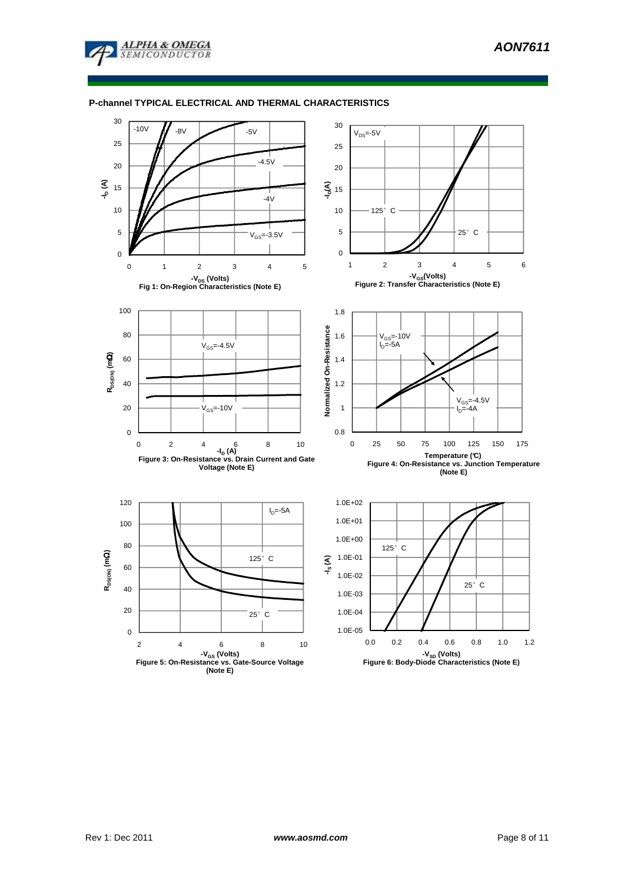## P-channel TYPICAL ELECTRICAL AND THERMAL CHARACTERISTICS

Fig 1: On-Region Characteristics (Note E)

Figure 2: Transfer Characteristics (Note E)

Figure 3: On-Resistance vs. Drain Current and Gate Voltage (Note E)

Figure 4: On-Resistance vs. Junction Temperature (Note E)

Figure 5: On-Resistance vs. Gate-Source Voltage (Note E)

Figure 6: Body-Diode Characteristics (Note E)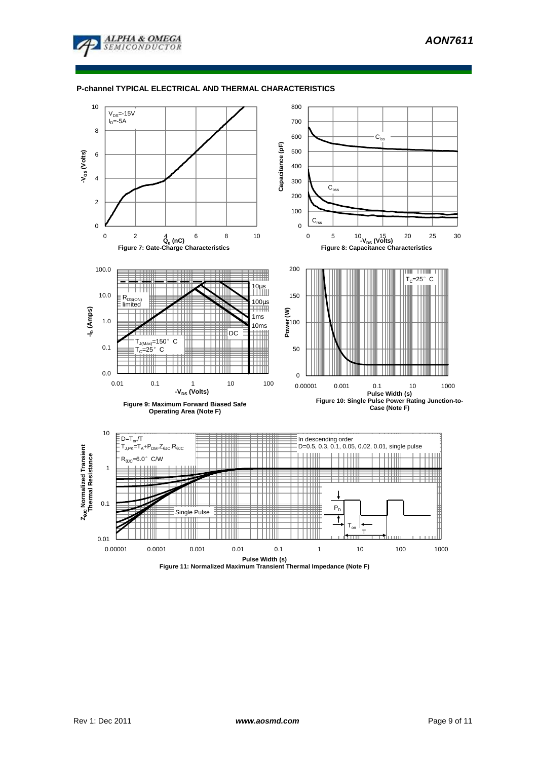## P-channel TYPICAL ELECTRICAL AND THERMAL CHARACTERISTICS

$V_{DS}$=-15V
$I_D$=-5A

$-V_{GS}$ (Volts)

$Q_g$ (nC)

**Figure 7: Gate-Charge Characteristics**

$C_{iss}$
$C_{oss}$
$C_{rss}$

Capacitance (pF)

$-V_{DS}$ (Volts)

**Figure 8: Capacitance Characteristics**

10µs
100µs
1ms
10ms
DC

$R_{DS(ON)}$ limited

$T_{J(Max)}$=150° C
$T_C$=25° C

$-I_D$ (Amps)

$-V_{DS}$ (Volts)

**Figure 9: Maximum Forward Biased Safe Operating Area (Note F)**

$T_C$=25° C

Power (W)

Pulse Width (s)

**Figure 10: Single Pulse Power Rating Junction-to-Case (Note F)**

D=$T_{on}$/T
$T_{J,PK}$=$T_A$+$P_{DM}$.$Z_{\theta JC}$.$R_{\theta JC}$
$R_{\theta JC}$=6.0° C/W

In descending order
D=0.5, 0.3, 0.1, 0.05, 0.02, 0.01, single pulse

Single Pulse

$P_D$
$T_{on}$
T

$Z_{\theta JC}$ Normalized Transient Thermal Resistance

Pulse Width (s)

**Figure 11: Normalized Maximum Transient Thermal Impedance (Note F)**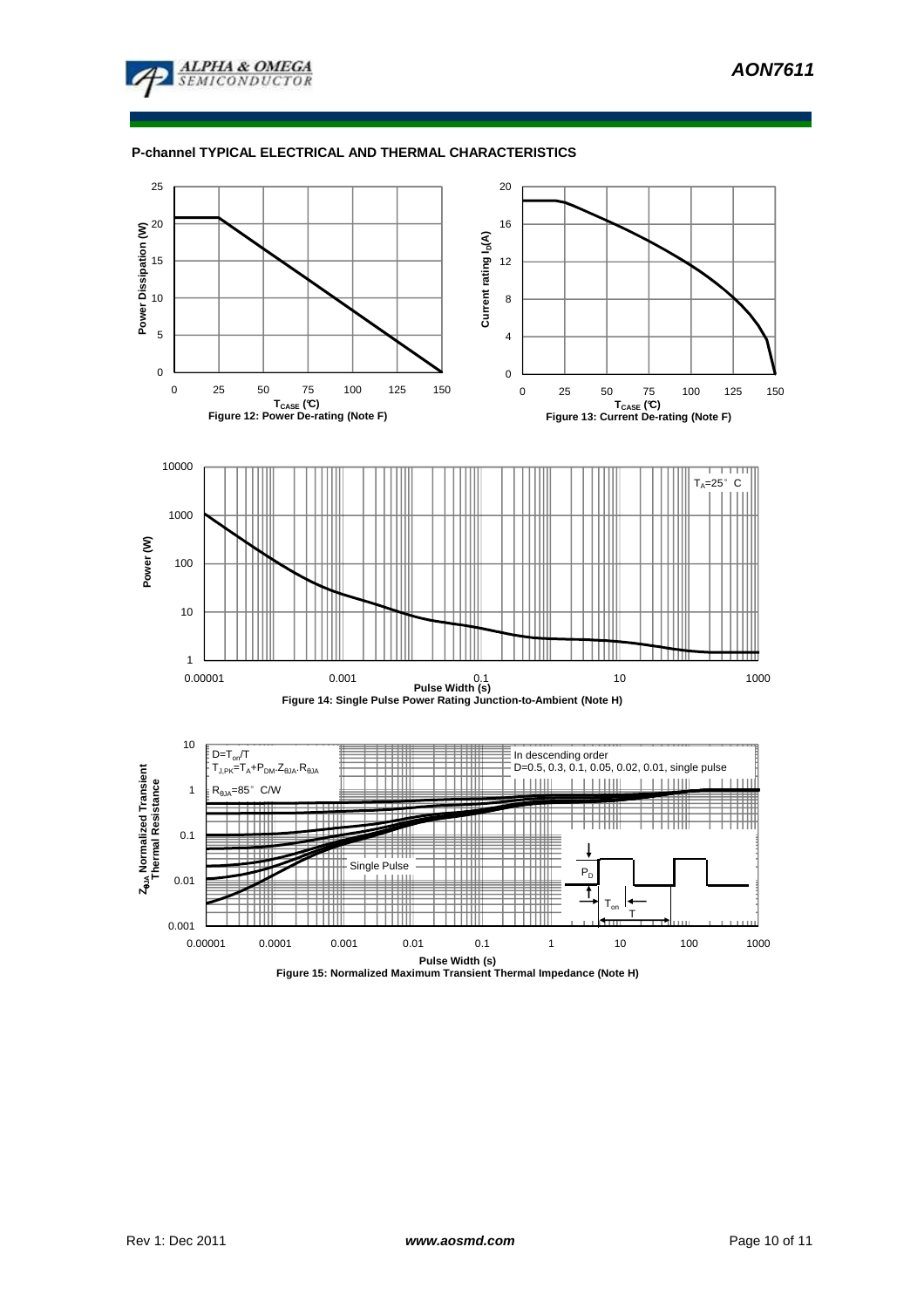## P-channel TYPICAL ELECTRICAL AND THERMAL CHARACTERISTICS

Figure 12: Power De-rating (Note F)

Figure 13: Current De-rating (Note F)

Figure 14: Single Pulse Power Rating Junction-to-Ambient (Note H)

Figure 15: Normalized Maximum Transient Thermal Impedance (Note H)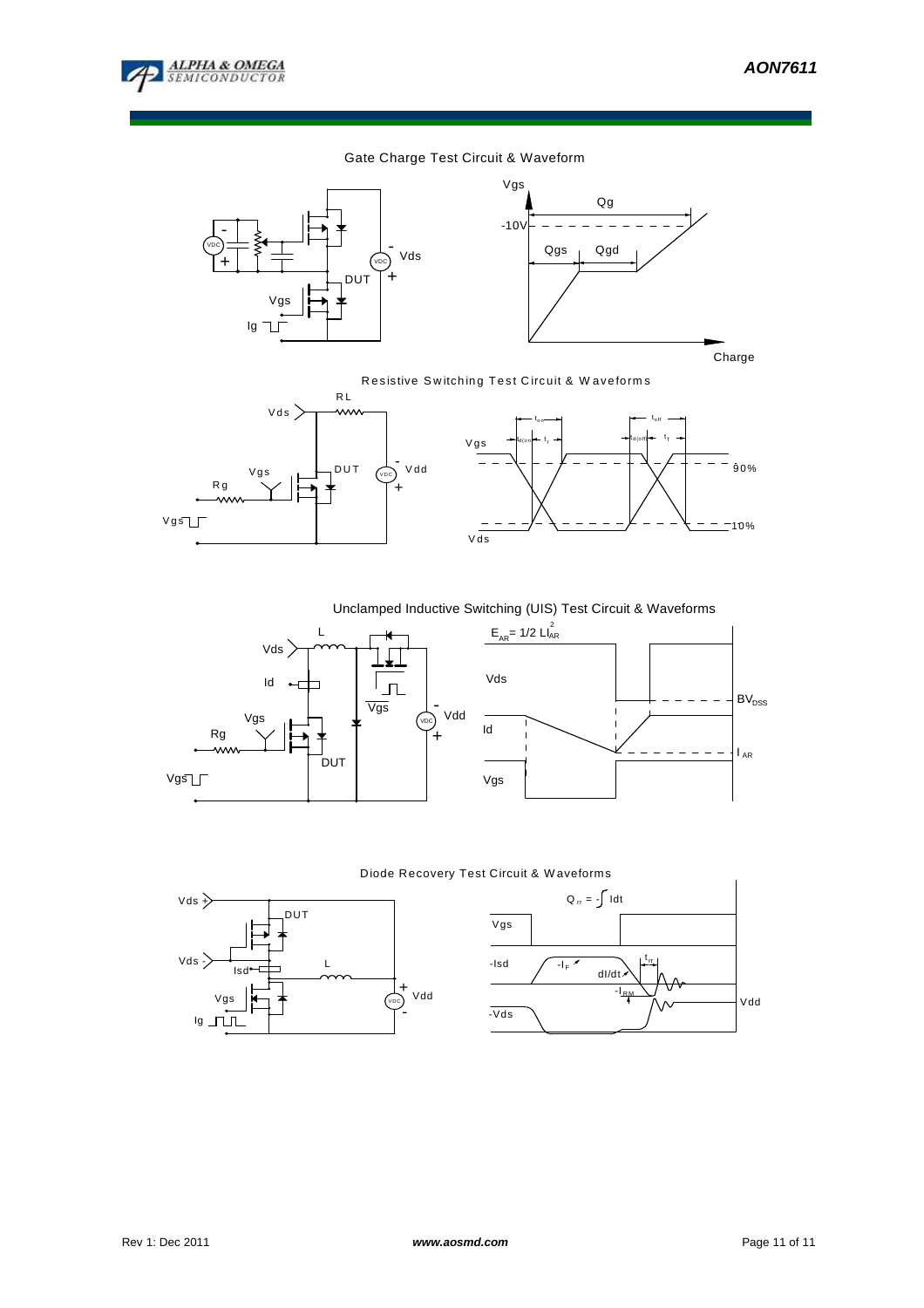## Gate Charge Test Circuit & Waveform

VDC

-

+

DUT

Vgs

Ig

VDC

-

Vds

+

Vgs

Qg

-10V

Qgs

Qgd

Charge

## Resistive Switching Test Circuit & Waveforms

RL

Vds

Vgs

Rg

Vgs

DUT

VDC

-

Vdd

+

$t_{on}$

$t_{d(on)}$

$t_r$

$t_{off}$

$t_{d(off)}$

$t_f$

Vgs

90%

Vds

10%

## Unclamped Inductive Switching (UIS) Test Circuit & Waveforms

L

Vds

Id

Vgs

Rg

Vgs

DUT

Vgs

VDC

-

Vdd

+

$E_{AR} = 1/2\ LI_{AR}^2$

Vds

$BV_{DSS}$

Id

$I_{AR}$

Vgs

## Diode Recovery Test Circuit & Waveforms

Vds +

DUT

Vds -

Isd

L

Vgs

Ig

VDC

+

Vdd

-

$Q_{rr} = -\int Idt$

Vgs

-Isd

$-I_F$

dI/dt

$t_{rr}$

$-I_{RM}$

-Vds

Vdd